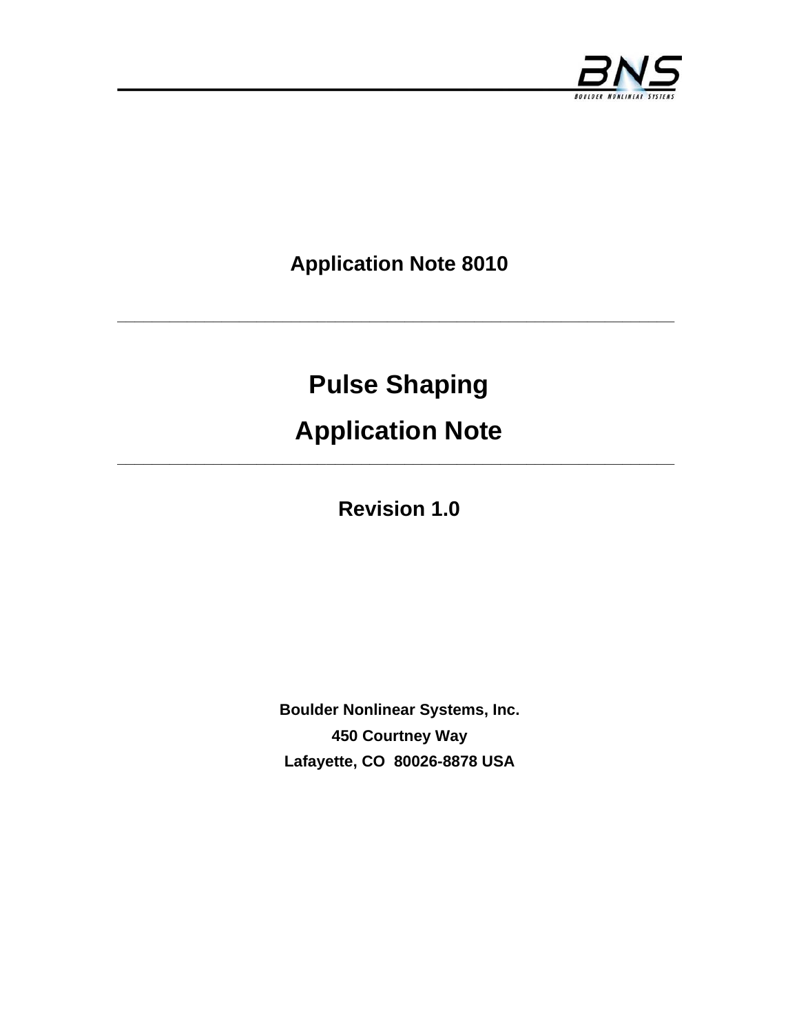**Application Note 8010**

---

# Pulse Shaping

# Application Note

---

**Revision 1.0**

**Boulder Nonlinear Systems, Inc.**

**450 Courtney Way**

**Lafayette, CO  80026-8878 USA**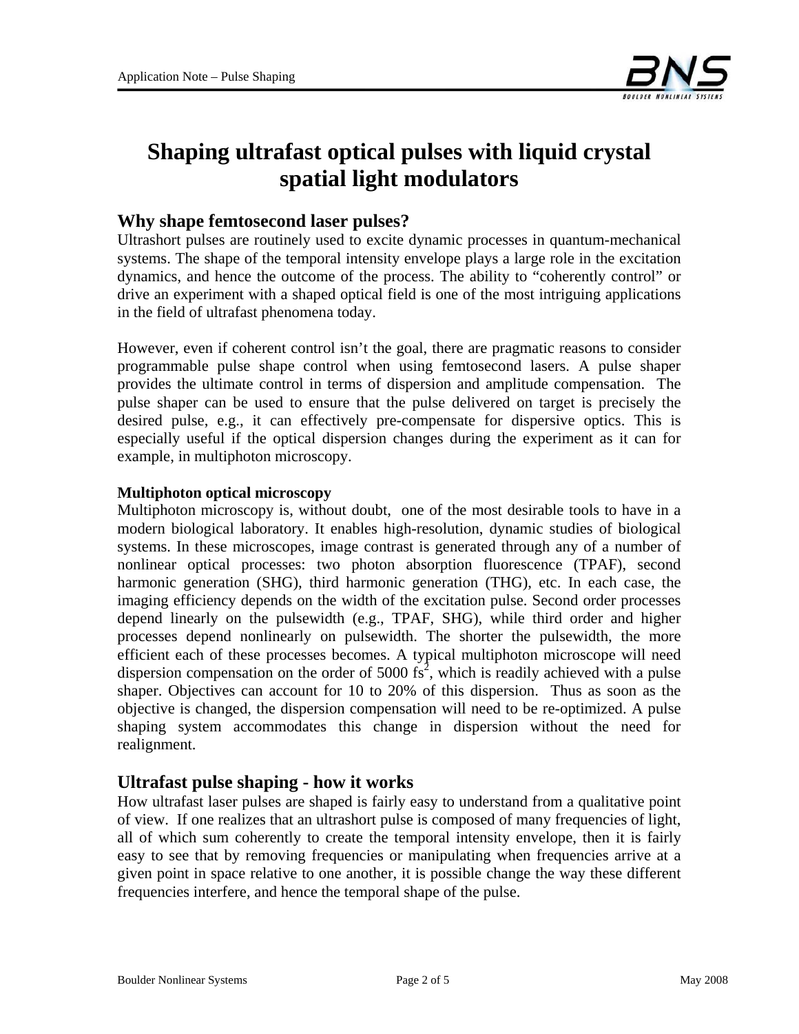# Shaping ultrafast optical pulses with liquid crystal spatial light modulators

## Why shape femtosecond laser pulses?

Ultrashort pulses are routinely used to excite dynamic processes in quantum-mechanical systems. The shape of the temporal intensity envelope plays a large role in the excitation dynamics, and hence the outcome of the process. The ability to "coherently control" or drive an experiment with a shaped optical field is one of the most intriguing applications in the field of ultrafast phenomena today.

However, even if coherent control isn't the goal, there are pragmatic reasons to consider programmable pulse shape control when using femtosecond lasers. A pulse shaper provides the ultimate control in terms of dispersion and amplitude compensation. The pulse shaper can be used to ensure that the pulse delivered on target is precisely the desired pulse, e.g., it can effectively pre-compensate for dispersive optics. This is especially useful if the optical dispersion changes during the experiment as it can for example, in multiphoton microscopy.

### Multiphoton optical microscopy

Multiphoton microscopy is, without doubt, one of the most desirable tools to have in a modern biological laboratory. It enables high-resolution, dynamic studies of biological systems. In these microscopes, image contrast is generated through any of a number of nonlinear optical processes: two photon absorption fluorescence (TPAF), second harmonic generation (SHG), third harmonic generation (THG), etc. In each case, the imaging efficiency depends on the width of the excitation pulse. Second order processes depend linearly on the pulsewidth (e.g., TPAF, SHG), while third order and higher processes depend nonlinearly on pulsewidth. The shorter the pulsewidth, the more efficient each of these processes becomes. A typical multiphoton microscope will need dispersion compensation on the order of 5000 $fs^2$, which is readily achieved with a pulse shaper. Objectives can account for 10 to 20% of this dispersion. Thus as soon as the objective is changed, the dispersion compensation will need to be re-optimized. A pulse shaping system accommodates this change in dispersion without the need for realignment.

## Ultrafast pulse shaping - how it works

How ultrafast laser pulses are shaped is fairly easy to understand from a qualitative point of view. If one realizes that an ultrashort pulse is composed of many frequencies of light, all of which sum coherently to create the temporal intensity envelope, then it is fairly easy to see that by removing frequencies or manipulating when frequencies arrive at a given point in space relative to one another, it is possible change the way these different frequencies interfere, and hence the temporal shape of the pulse.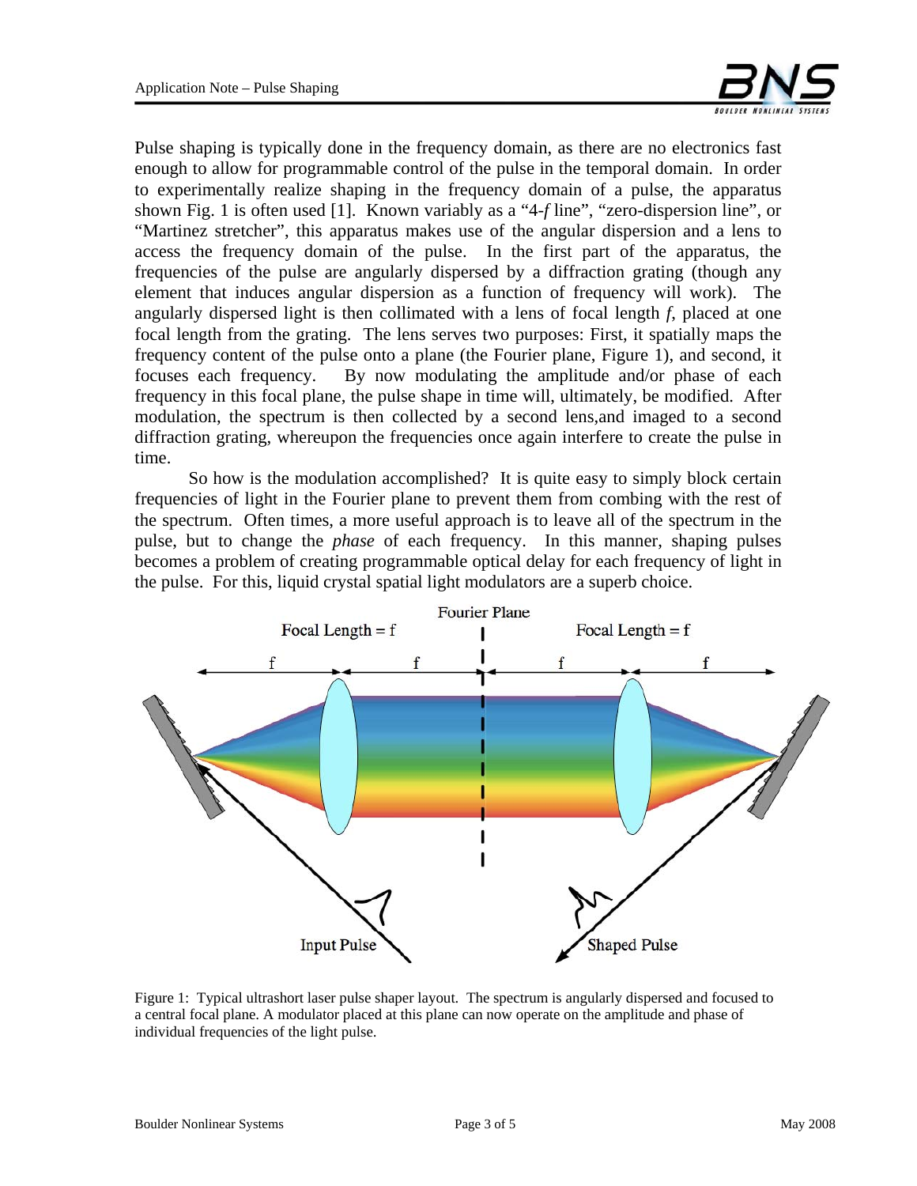Pulse shaping is typically done in the frequency domain, as there are no electronics fast enough to allow for programmable control of the pulse in the temporal domain. In order to experimentally realize shaping in the frequency domain of a pulse, the apparatus shown Fig. 1 is often used [1]. Known variably as a "4-*f* line", "zero-dispersion line", or "Martinez stretcher", this apparatus makes use of the angular dispersion and a lens to access the frequency domain of the pulse. In the first part of the apparatus, the frequencies of the pulse are angularly dispersed by a diffraction grating (though any element that induces angular dispersion as a function of frequency will work). The angularly dispersed light is then collimated with a lens of focal length *f*, placed at one focal length from the grating. The lens serves two purposes: First, it spatially maps the frequency content of the pulse onto a plane (the Fourier plane, Figure 1), and second, it focuses each frequency. By now modulating the amplitude and/or phase of each frequency in this focal plane, the pulse shape in time will, ultimately, be modified. After modulation, the spectrum is then collected by a second lens,and imaged to a second diffraction grating, whereupon the frequencies once again interfere to create the pulse in time.

So how is the modulation accomplished? It is quite easy to simply block certain frequencies of light in the Fourier plane to prevent them from combing with the rest of the spectrum. Often times, a more useful approach is to leave all of the spectrum in the pulse, but to change the *phase* of each frequency. In this manner, shaping pulses becomes a problem of creating programmable optical delay for each frequency of light in the pulse. For this, liquid crystal spatial light modulators are a superb choice.

Figure 1: Typical ultrashort laser pulse shaper layout. The spectrum is angularly dispersed and focused to a central focal plane. A modulator placed at this plane can now operate on the amplitude and phase of individual frequencies of the light pulse.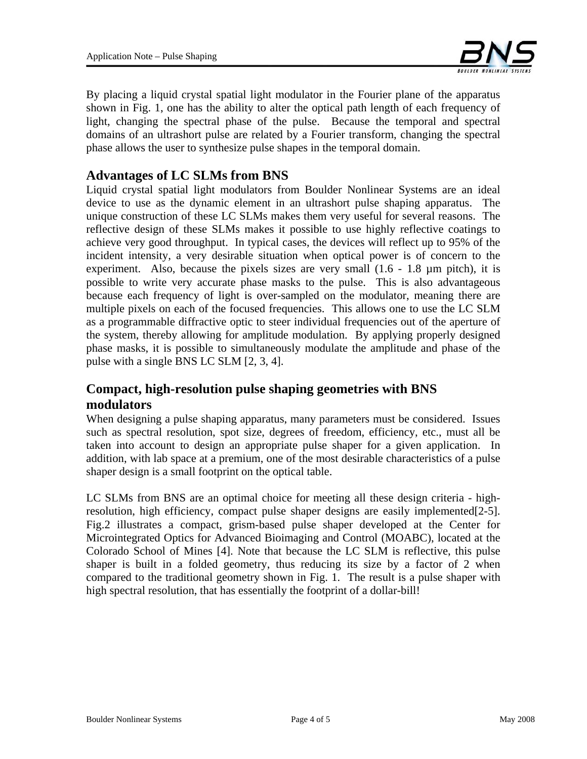By placing a liquid crystal spatial light modulator in the Fourier plane of the apparatus shown in Fig. 1, one has the ability to alter the optical path length of each frequency of light, changing the spectral phase of the pulse. Because the temporal and spectral domains of an ultrashort pulse are related by a Fourier transform, changing the spectral phase allows the user to synthesize pulse shapes in the temporal domain.

## Advantages of LC SLMs from BNS

Liquid crystal spatial light modulators from Boulder Nonlinear Systems are an ideal device to use as the dynamic element in an ultrashort pulse shaping apparatus. The unique construction of these LC SLMs makes them very useful for several reasons. The reflective design of these SLMs makes it possible to use highly reflective coatings to achieve very good throughput. In typical cases, the devices will reflect up to 95% of the incident intensity, a very desirable situation when optical power is of concern to the experiment. Also, because the pixels sizes are very small (1.6 - 1.8 µm pitch), it is possible to write very accurate phase masks to the pulse. This is also advantageous because each frequency of light is over-sampled on the modulator, meaning there are multiple pixels on each of the focused frequencies. This allows one to use the LC SLM as a programmable diffractive optic to steer individual frequencies out of the aperture of the system, thereby allowing for amplitude modulation. By applying properly designed phase masks, it is possible to simultaneously modulate the amplitude and phase of the pulse with a single BNS LC SLM [2, 3, 4].

## Compact, high-resolution pulse shaping geometries with BNS modulators

When designing a pulse shaping apparatus, many parameters must be considered. Issues such as spectral resolution, spot size, degrees of freedom, efficiency, etc., must all be taken into account to design an appropriate pulse shaper for a given application. In addition, with lab space at a premium, one of the most desirable characteristics of a pulse shaper design is a small footprint on the optical table.

LC SLMs from BNS are an optimal choice for meeting all these design criteria - high-resolution, high efficiency, compact pulse shaper designs are easily implemented[2-5]. Fig.2 illustrates a compact, grism-based pulse shaper developed at the Center for Microintegrated Optics for Advanced Bioimaging and Control (MOABC), located at the Colorado School of Mines [4]. Note that because the LC SLM is reflective, this pulse shaper is built in a folded geometry, thus reducing its size by a factor of 2 when compared to the traditional geometry shown in Fig. 1. The result is a pulse shaper with high spectral resolution, that has essentially the footprint of a dollar-bill!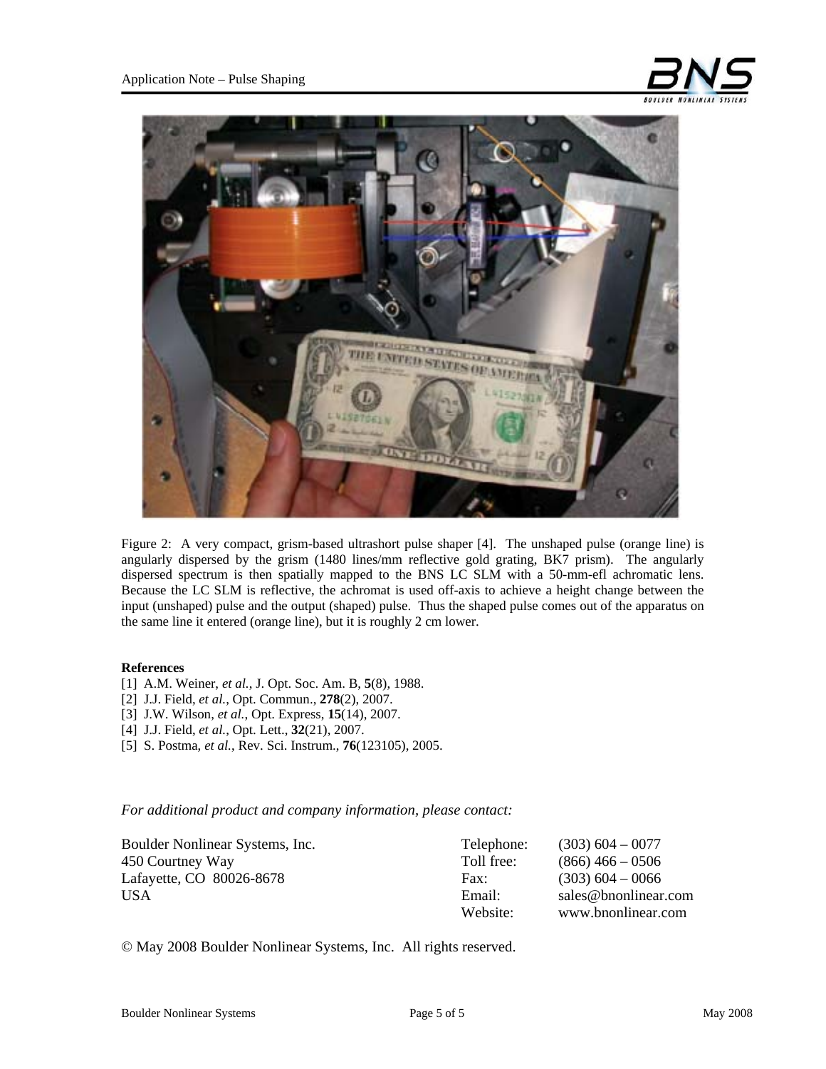Figure 2: A very compact, grism-based ultrashort pulse shaper [4]. The unshaped pulse (orange line) is angularly dispersed by the grism (1480 lines/mm reflective gold grating, BK7 prism). The angularly dispersed spectrum is then spatially mapped to the BNS LC SLM with a 50-mm-efl achromatic lens. Because the LC SLM is reflective, the achromat is used off-axis to achieve a height change between the input (unshaped) pulse and the output (shaped) pulse. Thus the shaped pulse comes out of the apparatus on the same line it entered (orange line), but it is roughly 2 cm lower.

**References**

[1] A.M. Weiner, *et al.*, J. Opt. Soc. Am. B, **5**(8), 1988.
[2] J.J. Field, *et al.*, Opt. Commun., **278**(2), 2007.
[3] J.W. Wilson, *et al.*, Opt. Express, **15**(14), 2007.
[4] J.J. Field, *et al.*, Opt. Lett., **32**(21), 2007.
[5] S. Postma, *et al.*, Rev. Sci. Instrum., **76**(123105), 2005.

*For additional product and company information, please contact:*

Boulder Nonlinear Systems, Inc.
450 Courtney Way
Lafayette, CO 80026-8678
USA

Telephone: (303) 604 – 0077
Toll free: (866) 466 – 0506
Fax: (303) 604 – 0066
Email: sales@bnonlinear.com
Website: www.bnonlinear.com

© May 2008 Boulder Nonlinear Systems, Inc. All rights reserved.